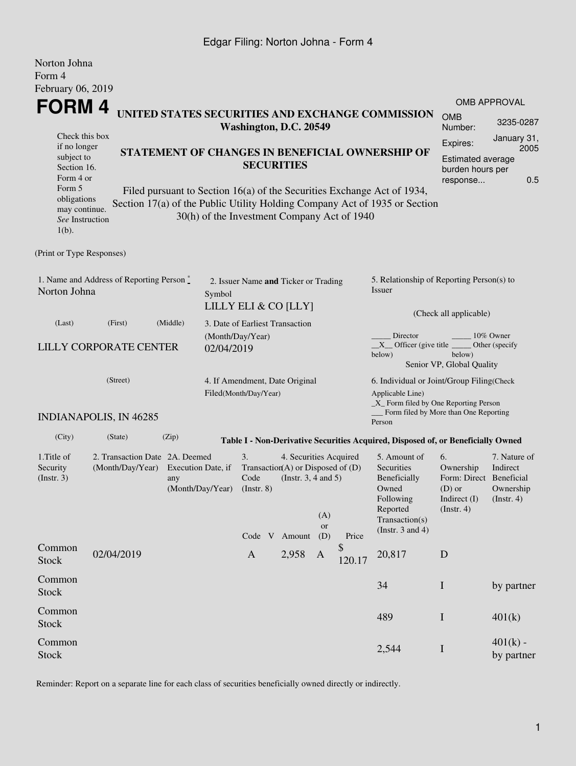Edgar Filing: Norton Johna - Form 4

Norton Johna
Form 4
February 06, 2019

# FORM 4

## UNITED STATES SECURITIES AND EXCHANGE COMMISSION
**Washington, D.C. 20549**

| OMB APPROVAL | |
|---|---|
| OMB Number: | 3235-0287 |
| Expires: | January 31, 2005 |
| Estimated average burden hours per response... | 0.5 |

Check this box if no longer subject to Section 16. Form 4 or Form 5 obligations may continue. *See* Instruction 1(b).

## STATEMENT OF CHANGES IN BENEFICIAL OWNERSHIP OF SECURITIES

Filed pursuant to Section 16(a) of the Securities Exchange Act of 1934, Section 17(a) of the Public Utility Holding Company Act of 1935 or Section 30(h) of the Investment Company Act of 1940

(Print or Type Responses)

1. Name and Address of Reporting Person *
Norton Johna

(Last) (First) (Middle)

LILLY CORPORATE CENTER

(Street)

INDIANAPOLIS, IN 46285

(City) (State) (Zip)

2. Issuer Name **and** Ticker or Trading Symbol
LILLY ELI & CO [LLY]

3. Date of Earliest Transaction (Month/Day/Year)
02/04/2019

4. If Amendment, Date Original Filed(Month/Day/Year)

5. Relationship of Reporting Person(s) to Issuer

(Check all applicable)

_____ Director _____ 10% Owner
\_\_X\_\_ Officer (give title below) _____ Other (specify below)
Senior VP, Global Quality

6. Individual or Joint/Group Filing(Check Applicable Line)
_X_ Form filed by One Reporting Person
___ Form filed by More than One Reporting Person

**Table I - Non-Derivative Securities Acquired, Disposed of, or Beneficially Owned**

| 1.Title of Security (Instr. 3) | 2. Transaction Date (Month/Day/Year) | 2A. Deemed Execution Date, if any (Month/Day/Year) | 3. Transaction Code (Instr. 8) | | 4. Securities Acquired (A) or Disposed of (D) (Instr. 3, 4 and 5) | | | 5. Amount of Securities Beneficially Owned Following Reported Transaction(s) (Instr. 3 and 4) | 6. Ownership Form: Direct (D) or Indirect (I) (Instr. 4) | 7. Nature of Indirect Beneficial Ownership (Instr. 4) |
|---|---|---|---|---|---|---|---|---|---|---|
| | | | Code | V | Amount | (A) or (D) | Price | | | |
| Common Stock | 02/04/2019 | | A | | 2,958 | A | $ 120.17 | 20,817 | D | |
| Common Stock | | | | | | | | 34 | I | by partner |
| Common Stock | | | | | | | | 489 | I | 401(k) |
| Common Stock | | | | | | | | 2,544 | I | 401(k) - by partner |

Reminder: Report on a separate line for each class of securities beneficially owned directly or indirectly.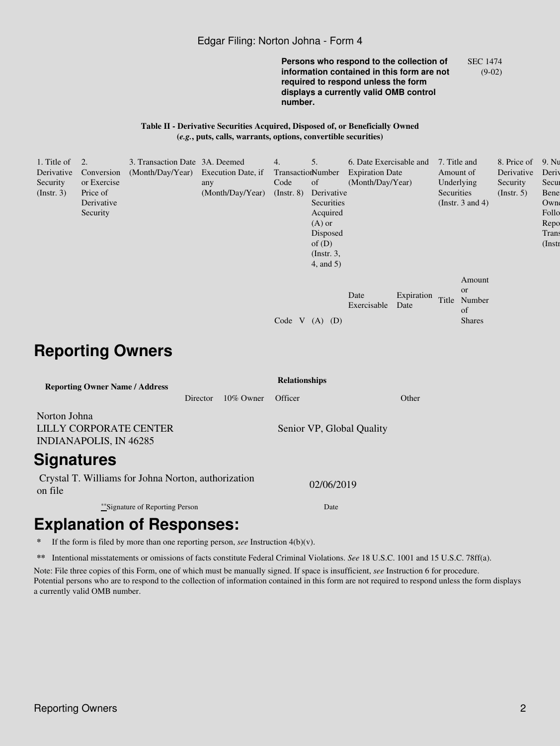**Persons who respond to the collection of information contained in this form are not required to respond unless the form displays a currently valid OMB control number.**

SEC 1474 (9-02)

**Table II - Derivative Securities Acquired, Disposed of, or Beneficially Owned**
**(*e.g.*, puts, calls, warrants, options, convertible securities)**

| 1. Title of Derivative Security (Instr. 3) | 2. Conversion or Exercise Price of Derivative Security | 3. Transaction Date (Month/Day/Year) | 3A. Deemed Execution Date, if any (Month/Day/Year) | 4. Transaction Code (Instr. 8) | | 5. Number of Derivative Securities Acquired (A) or Disposed of (D) (Instr. 3, 4, and 5) | | 6. Date Exercisable and Expiration Date (Month/Day/Year) | | 7. Title and Amount of Underlying Securities (Instr. 3 and 4) | | 8. Price of Derivative Security (Instr. 5) | 9. Nu Deriv Secur Bene Own Follo Repo Trans (Instr |
|---|---|---|---|---|---|---|---|---|---|---|---|---|---|
| | | | | Code | V | (A) | (D) | Date Exercisable | Expiration Date | Title | Amount or Number of Shares | | |

# Reporting Owners

| Reporting Owner Name / Address | Relationships | | | |
|---|---|---|---|---|
| | Director | 10% Owner | Officer | Other |
| Norton Johna<br>LILLY CORPORATE CENTER<br>INDIANAPOLIS, IN 46285 | | | Senior VP, Global Quality | |

# Signatures

| | |
|---|---|
| Crystal T. Williams for Johna Norton, authorization on file | 02/06/2019 |
| **Signature of Reporting Person | Date |

# Explanation of Responses:

\* If the form is filed by more than one reporting person, *see* Instruction 4(b)(v).

** Intentional misstatements or omissions of facts constitute Federal Criminal Violations. *See* 18 U.S.C. 1001 and 15 U.S.C. 78ff(a).

Note: File three copies of this Form, one of which must be manually signed. If space is insufficient, *see* Instruction 6 for procedure.
Potential persons who are to respond to the collection of information contained in this form are not required to respond unless the form displays a currently valid OMB number.